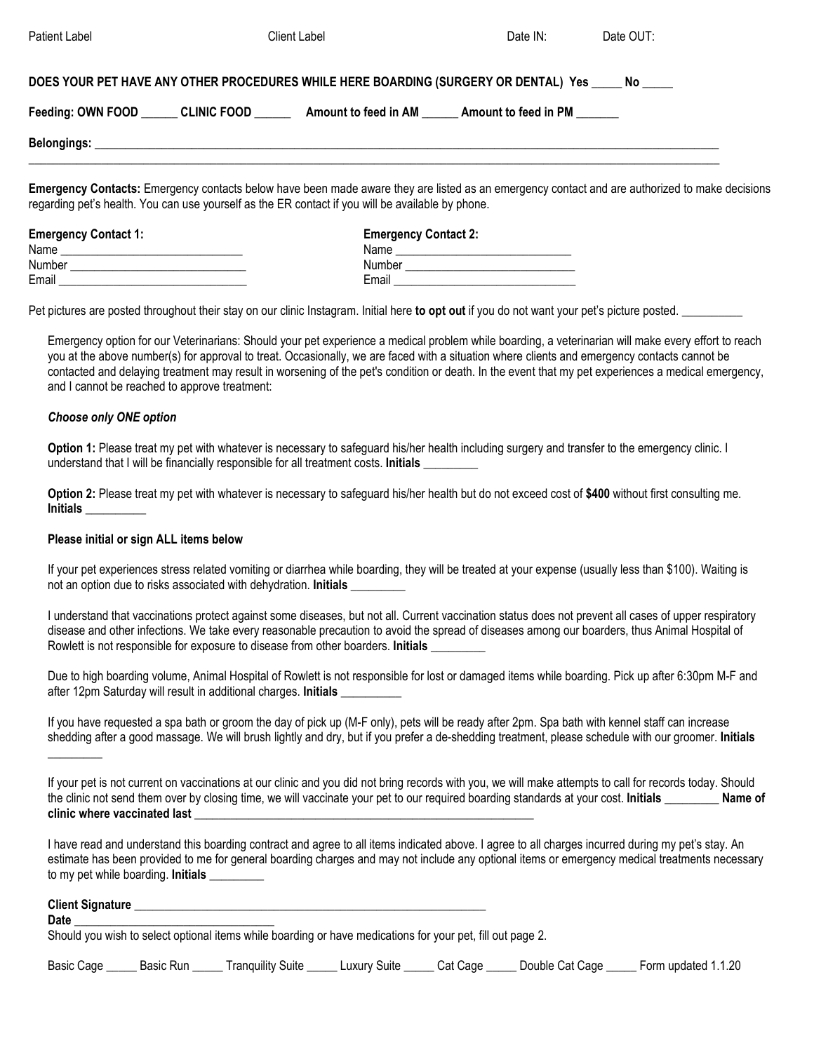Patient Label    Client Label    Date IN:    Date OUT:

**DOES YOUR PET HAVE ANY OTHER PROCEDURES WHILE HERE BOARDING (SURGERY OR DENTAL) Yes _____ No _____**

**Feeding: OWN FOOD ______ CLINIC FOOD ______ Amount to feed in AM ______ Amount to feed in PM _______**

**Belongings:** ______________________________________________________________________________________________
______________________________________________________________________________________________________

**Emergency Contacts:** Emergency contacts below have been made aware they are listed as an emergency contact and are authorized to make decisions regarding pet's health. You can use yourself as the ER contact if you will be available by phone.

**Emergency Contact 1:**
Name ______________________________
Number ____________________________
Email ______________________________

**Emergency Contact 2:**
Name _____________________________
Number ___________________________
Email _____________________________

Pet pictures are posted throughout their stay on our clinic Instagram. Initial here **to opt out** if you do not want your pet's picture posted. __________

Emergency option for our Veterinarians: Should your pet experience a medical problem while boarding, a veterinarian will make every effort to reach you at the above number(s) for approval to treat. Occasionally, we are faced with a situation where clients and emergency contacts cannot be contacted and delaying treatment may result in worsening of the pet's condition or death. In the event that my pet experiences a medical emergency, and I cannot be reached to approve treatment:

***Choose only ONE option***

**Option 1:** Please treat my pet with whatever is necessary to safeguard his/her health including surgery and transfer to the emergency clinic. I understand that I will be financially responsible for all treatment costs. **Initials** _________

**Option 2:** Please treat my pet with whatever is necessary to safeguard his/her health but do not exceed cost of **$400** without first consulting me. **Initials** __________

**Please initial or sign ALL items below**

If your pet experiences stress related vomiting or diarrhea while boarding, they will be treated at your expense (usually less than $100). Waiting is not an option due to risks associated with dehydration. **Initials** _________

I understand that vaccinations protect against some diseases, but not all. Current vaccination status does not prevent all cases of upper respiratory disease and other infections. We take every reasonable precaution to avoid the spread of diseases among our boarders, thus Animal Hospital of Rowlett is not responsible for exposure to disease from other boarders. **Initials** _________

Due to high boarding volume, Animal Hospital of Rowlett is not responsible for lost or damaged items while boarding. Pick up after 6:30pm M-F and after 12pm Saturday will result in additional charges. **Initials** __________

If you have requested a spa bath or groom the day of pick up (M-F only), pets will be ready after 2pm. Spa bath with kennel staff can increase shedding after a good massage. We will brush lightly and dry, but if you prefer a de-shedding treatment, please schedule with our groomer. **Initials** _________

If your pet is not current on vaccinations at our clinic and you did not bring records with you, we will make attempts to call for records today. Should the clinic not send them over by closing time, we will vaccinate your pet to our required boarding standards at your cost. **Initials** _________ **Name of clinic where vaccinated last** ____________________________________________________________

I have read and understand this boarding contract and agree to all items indicated above. I agree to all charges incurred during my pet's stay. An estimate has been provided to me for general boarding charges and may not include any optional items or emergency medical treatments necessary to my pet while boarding. **Initials** _________

**Client Signature** ____________________________________________________________
**Date** ________________________________

Should you wish to select optional items while boarding or have medications for your pet, fill out page 2.

Basic Cage _____ Basic Run _____ Tranquility Suite _____ Luxury Suite _____ Cat Cage _____ Double Cat Cage _____ Form updated 1.1.20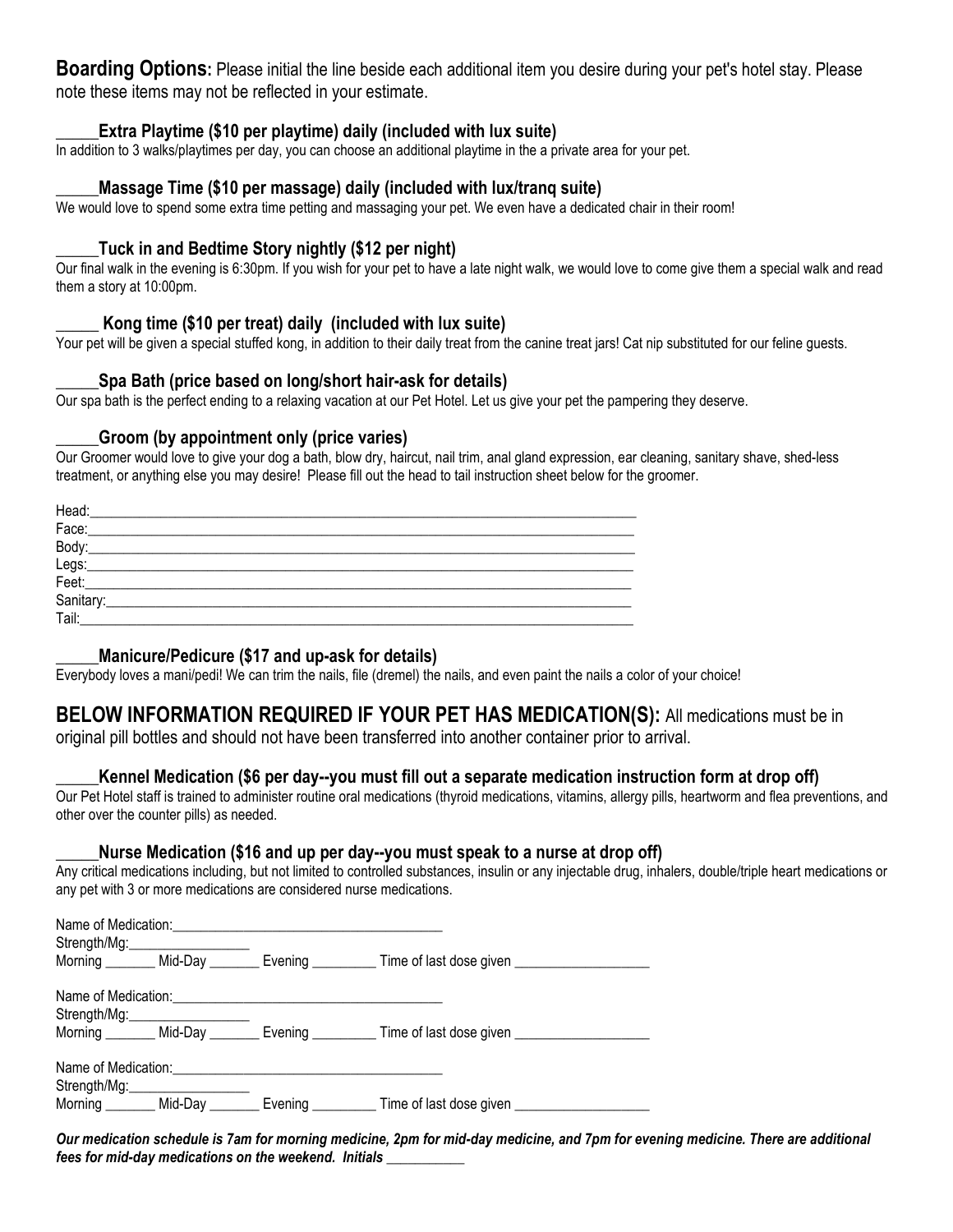**Boarding Options:** Please initial the line beside each additional item you desire during your pet's hotel stay. Please note these items may not be reflected in your estimate.

**_____Extra Playtime ($10 per playtime) daily (included with lux suite)**
In addition to 3 walks/playtimes per day, you can choose an additional playtime in the a private area for your pet.

**_____Massage Time ($10 per massage) daily (included with lux/tranq suite)**
We would love to spend some extra time petting and massaging your pet. We even have a dedicated chair in their room!

**_____Tuck in and Bedtime Story nightly ($12 per night)**
Our final walk in the evening is 6:30pm. If you wish for your pet to have a late night walk, we would love to come give them a special walk and read them a story at 10:00pm.

**_____ Kong time ($10 per treat) daily (included with lux suite)**
Your pet will be given a special stuffed kong, in addition to their daily treat from the canine treat jars! Cat nip substituted for our feline guests.

**_____Spa Bath (price based on long/short hair-ask for details)**
Our spa bath is the perfect ending to a relaxing vacation at our Pet Hotel. Let us give your pet the pampering they deserve.

**_____Groom (by appointment only (price varies)**
Our Groomer would love to give your dog a bath, blow dry, haircut, nail trim, anal gland expression, ear cleaning, sanitary shave, shed-less treatment, or anything else you may desire! Please fill out the head to tail instruction sheet below for the groomer.

Head:______________________________________________________________________________
Face:______________________________________________________________________________
Body:______________________________________________________________________________
Legs:______________________________________________________________________________
Feet:______________________________________________________________________________
Sanitary:___________________________________________________________________________
Tail:_______________________________________________________________________________

**_____Manicure/Pedicure ($17 and up-ask for details)**
Everybody loves a mani/pedi! We can trim the nails, file (dremel) the nails, and even paint the nails a color of your choice!

## BELOW INFORMATION REQUIRED IF YOUR PET HAS MEDICATION(S): All medications must be in original pill bottles and should not have been transferred into another container prior to arrival.

**_____Kennel Medication ($6 per day--you must fill out a separate medication instruction form at drop off)**
Our Pet Hotel staff is trained to administer routine oral medications (thyroid medications, vitamins, allergy pills, heartworm and flea preventions, and other over the counter pills) as needed.

**_____Nurse Medication ($16 and up per day--you must speak to a nurse at drop off)**
Any critical medications including, but not limited to controlled substances, insulin or any injectable drug, inhalers, double/triple heart medications or any pet with 3 or more medications are considered nurse medications.

Name of Medication:_______________________________________
Strength/Mg:_________________
Morning _______ Mid-Day _______ Evening _________ Time of last dose given ___________________

Name of Medication:_______________________________________
Strength/Mg:_________________
Morning _______ Mid-Day _______ Evening _________ Time of last dose given ___________________

Name of Medication:_______________________________________
Strength/Mg:_________________
Morning _______ Mid-Day _______ Evening _________ Time of last dose given ___________________

***Our medication schedule is 7am for morning medicine, 2pm for mid-day medicine, and 7pm for evening medicine. There are additional fees for mid-day medications on the weekend. Initials ___________***